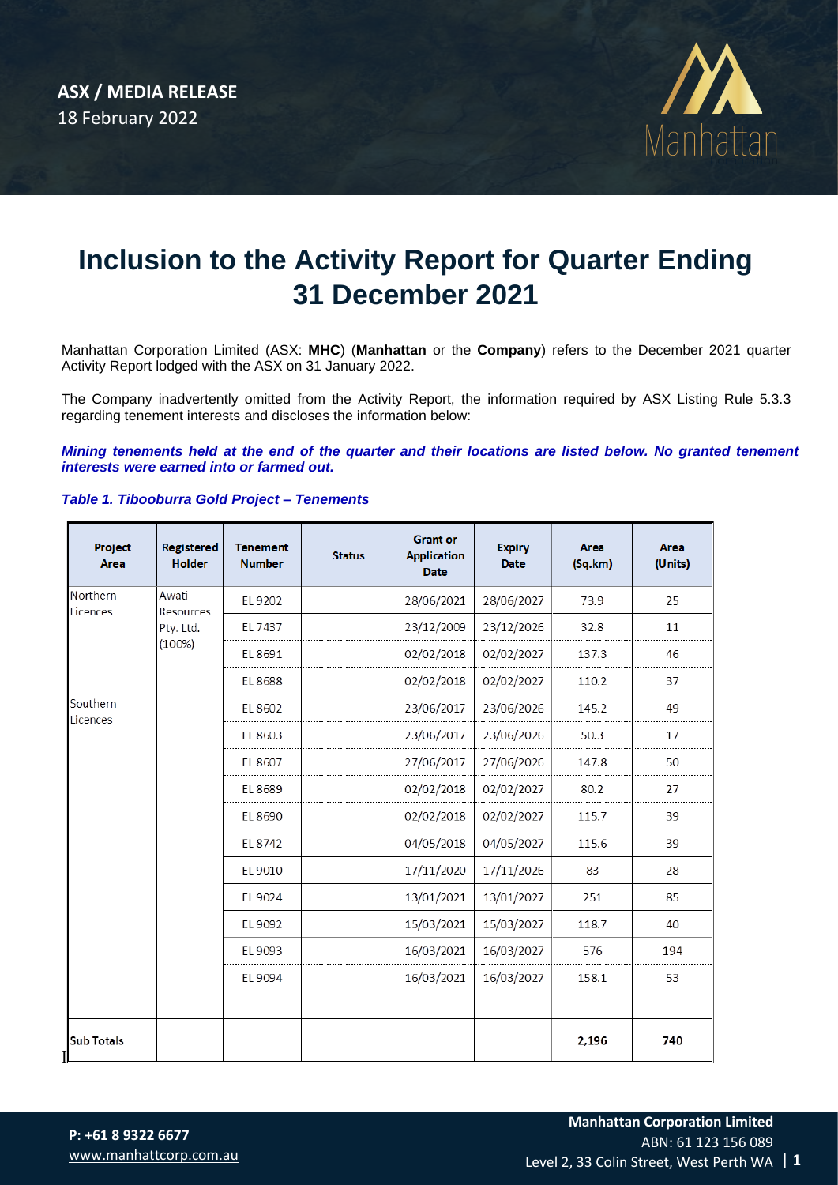**ASX / MEDIA RELEASE**
18 February 2022

# Inclusion to the Activity Report for Quarter Ending 31 December 2021

Manhattan Corporation Limited (ASX: **MHC**) (**Manhattan** or the **Company**) refers to the December 2021 quarter Activity Report lodged with the ASX on 31 January 2022.

The Company inadvertently omitted from the Activity Report, the information required by ASX Listing Rule 5.3.3 regarding tenement interests and discloses the information below:

***Mining tenements held at the end of the quarter and their locations are listed below. No granted tenement interests were earned into or farmed out.***

***Table 1. Tibooburra Gold Project – Tenements***

| Project Area | Registered Holder | Tenement Number | Status | Grant or Application Date | Expiry Date | Area (Sq.km) | Area (Units) |
|---|---|---|---|---|---|---|---|
| Northern Licences | Awati Resources Pty. Ltd. (100%) | EL 9202 | | 28/06/2021 | 28/06/2027 | 73.9 | 25 |
| | | EL 7437 | | 23/12/2009 | 23/12/2026 | 32.8 | 11 |
| | | EL 8691 | | 02/02/2018 | 02/02/2027 | 137.3 | 46 |
| | | EL 8688 | | 02/02/2018 | 02/02/2027 | 110.2 | 37 |
| Southern Licences | | EL 8602 | | 23/06/2017 | 23/06/2026 | 145.2 | 49 |
| | | EL 8603 | | 23/06/2017 | 23/06/2026 | 50.3 | 17 |
| | | EL 8607 | | 27/06/2017 | 27/06/2026 | 147.8 | 50 |
| | | EL 8689 | | 02/02/2018 | 02/02/2027 | 80.2 | 27 |
| | | EL 8690 | | 02/02/2018 | 02/02/2027 | 115.7 | 39 |
| | | EL 8742 | | 04/05/2018 | 04/05/2027 | 115.6 | 39 |
| | | EL 9010 | | 17/11/2020 | 17/11/2026 | 83 | 28 |
| | | EL 9024 | | 13/01/2021 | 13/01/2027 | 251 | 85 |
| | | EL 9092 | | 15/03/2021 | 15/03/2027 | 118.7 | 40 |
| | | EL 9093 | | 16/03/2021 | 16/03/2027 | 576 | 194 |
| | | EL 9094 | | 16/03/2021 | 16/03/2027 | 158.1 | 53 |
| | | | | | | | |
| **Sub Totals** | | | | | | **2,196** | **740** |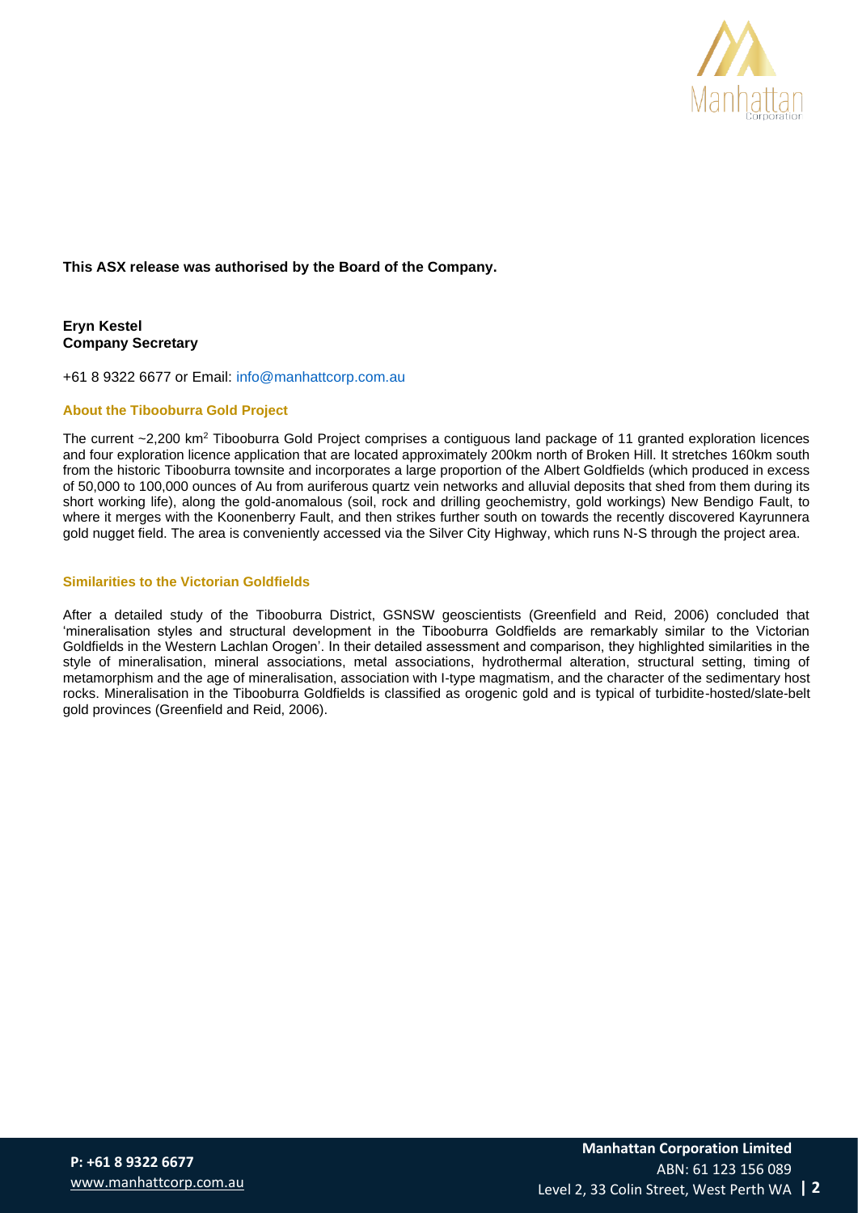**This ASX release was authorised by the Board of the Company.**

**Eryn Kestel**
**Company Secretary**

+61 8 9322 6677 or Email: info@manhattcorp.com.au

### About the Tibooburra Gold Project

The current ~2,200 km$^2$ Tibooburra Gold Project comprises a contiguous land package of 11 granted exploration licences and four exploration licence application that are located approximately 200km north of Broken Hill. It stretches 160km south from the historic Tibooburra townsite and incorporates a large proportion of the Albert Goldfields (which produced in excess of 50,000 to 100,000 ounces of Au from auriferous quartz vein networks and alluvial deposits that shed from them during its short working life), along the gold-anomalous (soil, rock and drilling geochemistry, gold workings) New Bendigo Fault, to where it merges with the Koonenberry Fault, and then strikes further south on towards the recently discovered Kayrunnera gold nugget field. The area is conveniently accessed via the Silver City Highway, which runs N-S through the project area.

### Similarities to the Victorian Goldfields

After a detailed study of the Tibooburra District, GSNSW geoscientists (Greenfield and Reid, 2006) concluded that 'mineralisation styles and structural development in the Tibooburra Goldfields are remarkably similar to the Victorian Goldfields in the Western Lachlan Orogen'. In their detailed assessment and comparison, they highlighted similarities in the style of mineralisation, mineral associations, metal associations, hydrothermal alteration, structural setting, timing of metamorphism and the age of mineralisation, association with I-type magmatism, and the character of the sedimentary host rocks. Mineralisation in the Tibooburra Goldfields is classified as orogenic gold and is typical of turbidite-hosted/slate-belt gold provinces (Greenfield and Reid, 2006).